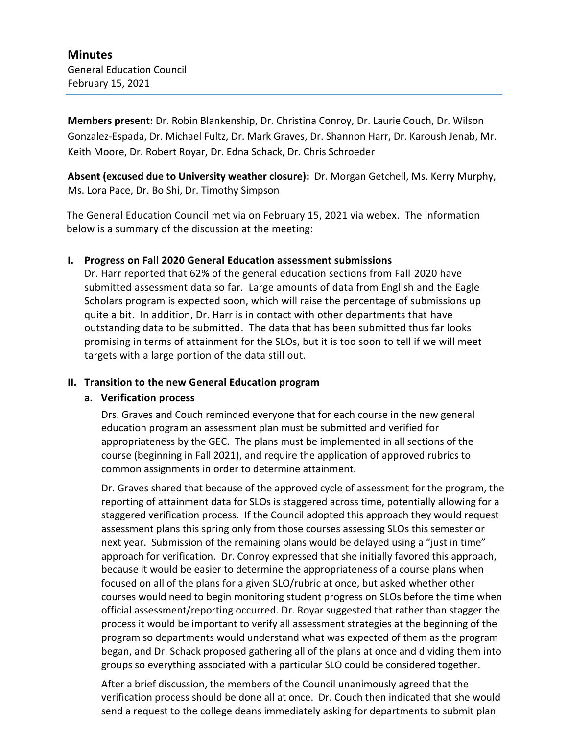# Minutes

General Education Council
February 15, 2021

**Members present:** Dr. Robin Blankenship, Dr. Christina Conroy, Dr. Laurie Couch, Dr. Wilson Gonzalez-Espada, Dr. Michael Fultz, Dr. Mark Graves, Dr. Shannon Harr, Dr. Karoush Jenab, Mr. Keith Moore, Dr. Robert Royar, Dr. Edna Schack, Dr. Chris Schroeder

**Absent (excused due to University weather closure):** Dr. Morgan Getchell, Ms. Kerry Murphy, Ms. Lora Pace, Dr. Bo Shi, Dr. Timothy Simpson

The General Education Council met via on February 15, 2021 via webex. The information below is a summary of the discussion at the meeting:

## I. Progress on Fall 2020 General Education assessment submissions

Dr. Harr reported that 62% of the general education sections from Fall 2020 have submitted assessment data so far. Large amounts of data from English and the Eagle Scholars program is expected soon, which will raise the percentage of submissions up quite a bit. In addition, Dr. Harr is in contact with other departments that have outstanding data to be submitted. The data that has been submitted thus far looks promising in terms of attainment for the SLOs, but it is too soon to tell if we will meet targets with a large portion of the data still out.

## II. Transition to the new General Education program

### a. Verification process

Drs. Graves and Couch reminded everyone that for each course in the new general education program an assessment plan must be submitted and verified for appropriateness by the GEC. The plans must be implemented in all sections of the course (beginning in Fall 2021), and require the application of approved rubrics to common assignments in order to determine attainment.

Dr. Graves shared that because of the approved cycle of assessment for the program, the reporting of attainment data for SLOs is staggered across time, potentially allowing for a staggered verification process. If the Council adopted this approach they would request assessment plans this spring only from those courses assessing SLOs this semester or next year. Submission of the remaining plans would be delayed using a "just in time" approach for verification. Dr. Conroy expressed that she initially favored this approach, because it would be easier to determine the appropriateness of a course plans when focused on all of the plans for a given SLO/rubric at once, but asked whether other courses would need to begin monitoring student progress on SLOs before the time when official assessment/reporting occurred. Dr. Royar suggested that rather than stagger the process it would be important to verify all assessment strategies at the beginning of the program so departments would understand what was expected of them as the program began, and Dr. Schack proposed gathering all of the plans at once and dividing them into groups so everything associated with a particular SLO could be considered together.

After a brief discussion, the members of the Council unanimously agreed that the verification process should be done all at once. Dr. Couch then indicated that she would send a request to the college deans immediately asking for departments to submit plan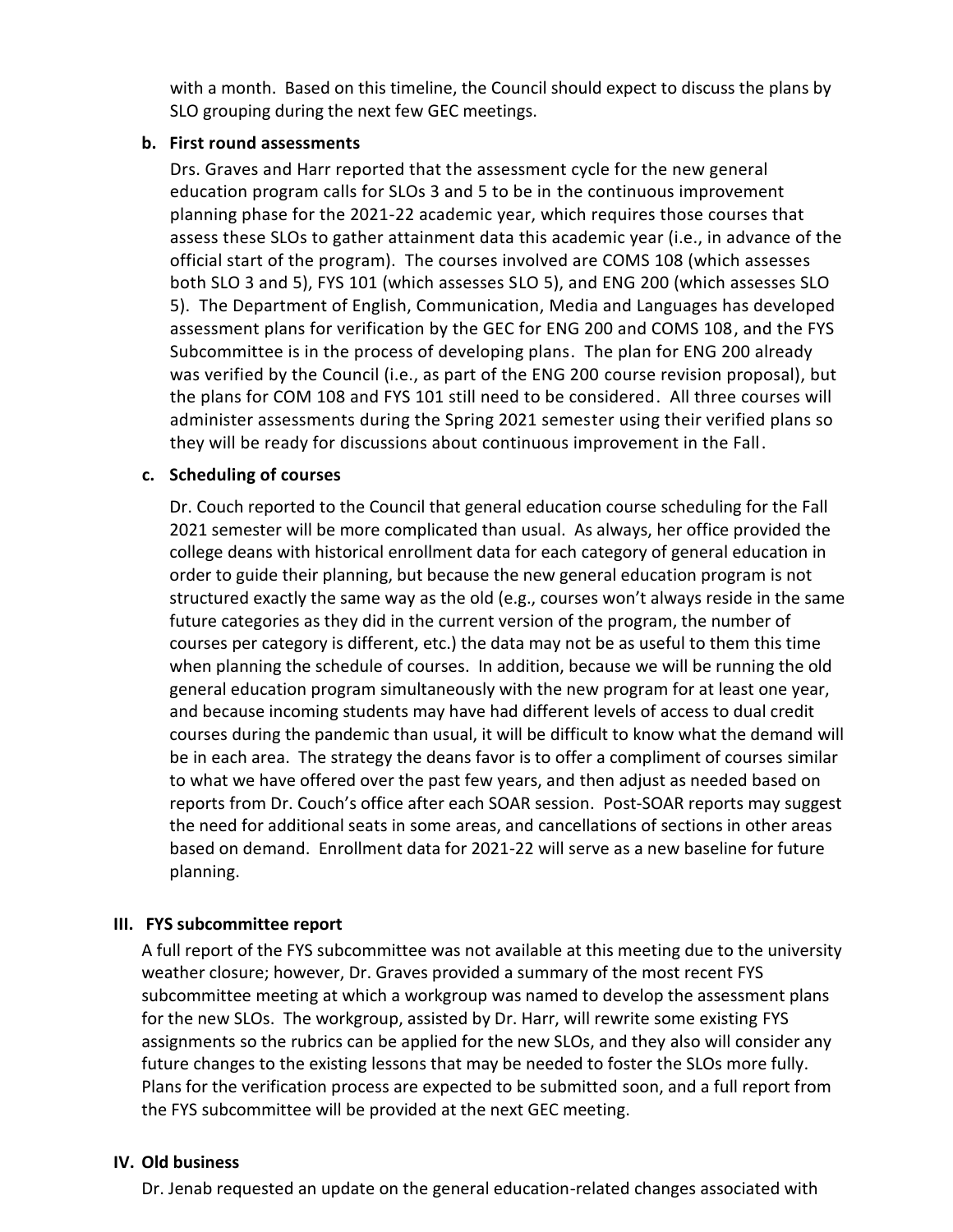with a month. Based on this timeline, the Council should expect to discuss the plans by SLO grouping during the next few GEC meetings.

**b. First round assessments**

Drs. Graves and Harr reported that the assessment cycle for the new general education program calls for SLOs 3 and 5 to be in the continuous improvement planning phase for the 2021-22 academic year, which requires those courses that assess these SLOs to gather attainment data this academic year (i.e., in advance of the official start of the program). The courses involved are COMS 108 (which assesses both SLO 3 and 5), FYS 101 (which assesses SLO 5), and ENG 200 (which assesses SLO 5). The Department of English, Communication, Media and Languages has developed assessment plans for verification by the GEC for ENG 200 and COMS 108, and the FYS Subcommittee is in the process of developing plans. The plan for ENG 200 already was verified by the Council (i.e., as part of the ENG 200 course revision proposal), but the plans for COM 108 and FYS 101 still need to be considered. All three courses will administer assessments during the Spring 2021 semester using their verified plans so they will be ready for discussions about continuous improvement in the Fall.

**c. Scheduling of courses**

Dr. Couch reported to the Council that general education course scheduling for the Fall 2021 semester will be more complicated than usual. As always, her office provided the college deans with historical enrollment data for each category of general education in order to guide their planning, but because the new general education program is not structured exactly the same way as the old (e.g., courses won't always reside in the same future categories as they did in the current version of the program, the number of courses per category is different, etc.) the data may not be as useful to them this time when planning the schedule of courses. In addition, because we will be running the old general education program simultaneously with the new program for at least one year, and because incoming students may have had different levels of access to dual credit courses during the pandemic than usual, it will be difficult to know what the demand will be in each area. The strategy the deans favor is to offer a compliment of courses similar to what we have offered over the past few years, and then adjust as needed based on reports from Dr. Couch's office after each SOAR session. Post-SOAR reports may suggest the need for additional seats in some areas, and cancellations of sections in other areas based on demand. Enrollment data for 2021-22 will serve as a new baseline for future planning.

## III. FYS subcommittee report

A full report of the FYS subcommittee was not available at this meeting due to the university weather closure; however, Dr. Graves provided a summary of the most recent FYS subcommittee meeting at which a workgroup was named to develop the assessment plans for the new SLOs. The workgroup, assisted by Dr. Harr, will rewrite some existing FYS assignments so the rubrics can be applied for the new SLOs, and they also will consider any future changes to the existing lessons that may be needed to foster the SLOs more fully. Plans for the verification process are expected to be submitted soon, and a full report from the FYS subcommittee will be provided at the next GEC meeting.

## IV. Old business

Dr. Jenab requested an update on the general education-related changes associated with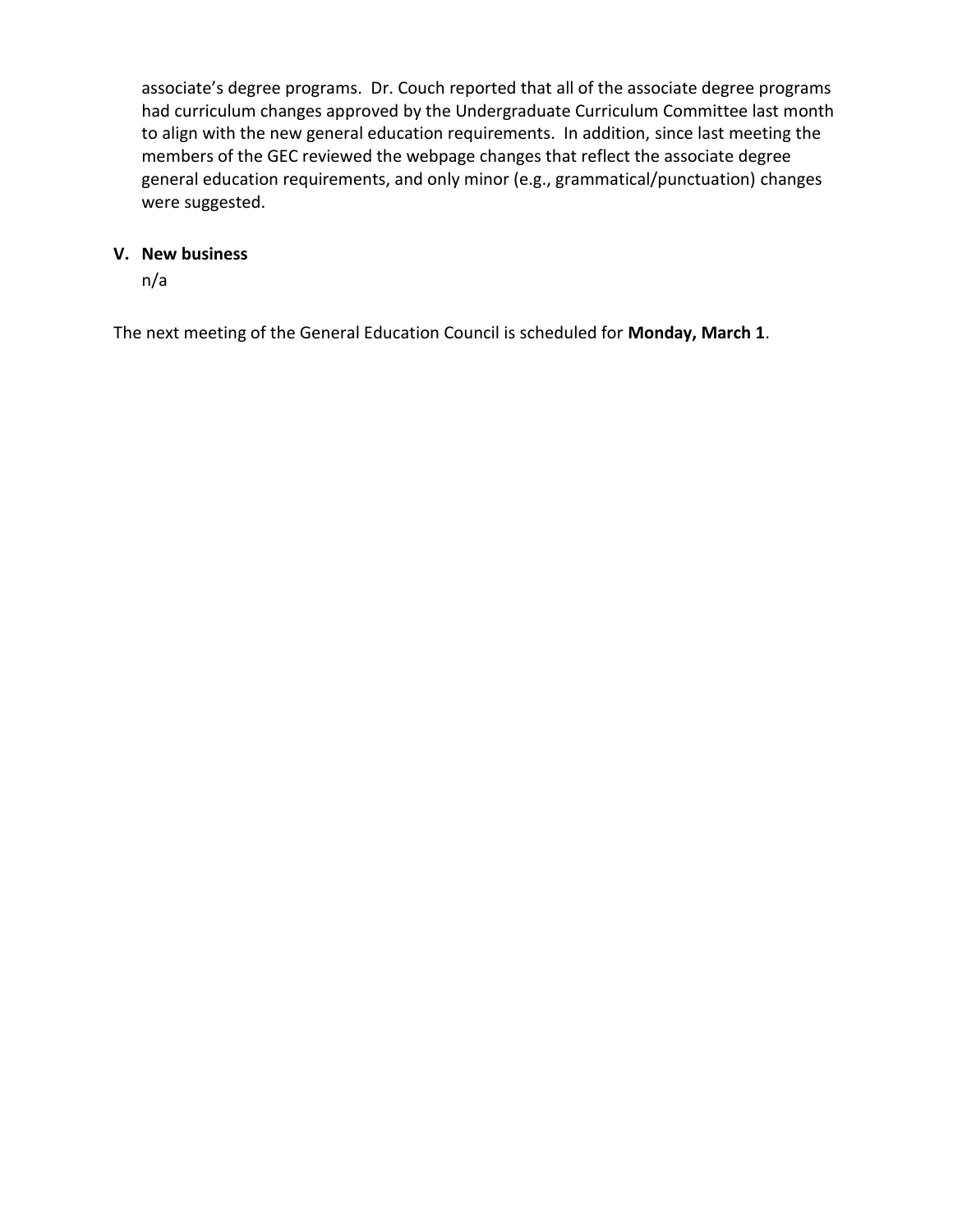associate's degree programs. Dr. Couch reported that all of the associate degree programs had curriculum changes approved by the Undergraduate Curriculum Committee last month to align with the new general education requirements. In addition, since last meeting the members of the GEC reviewed the webpage changes that reflect the associate degree general education requirements, and only minor (e.g., grammatical/punctuation) changes were suggested.

**V. New business**

n/a

The next meeting of the General Education Council is scheduled for **Monday, March 1**.